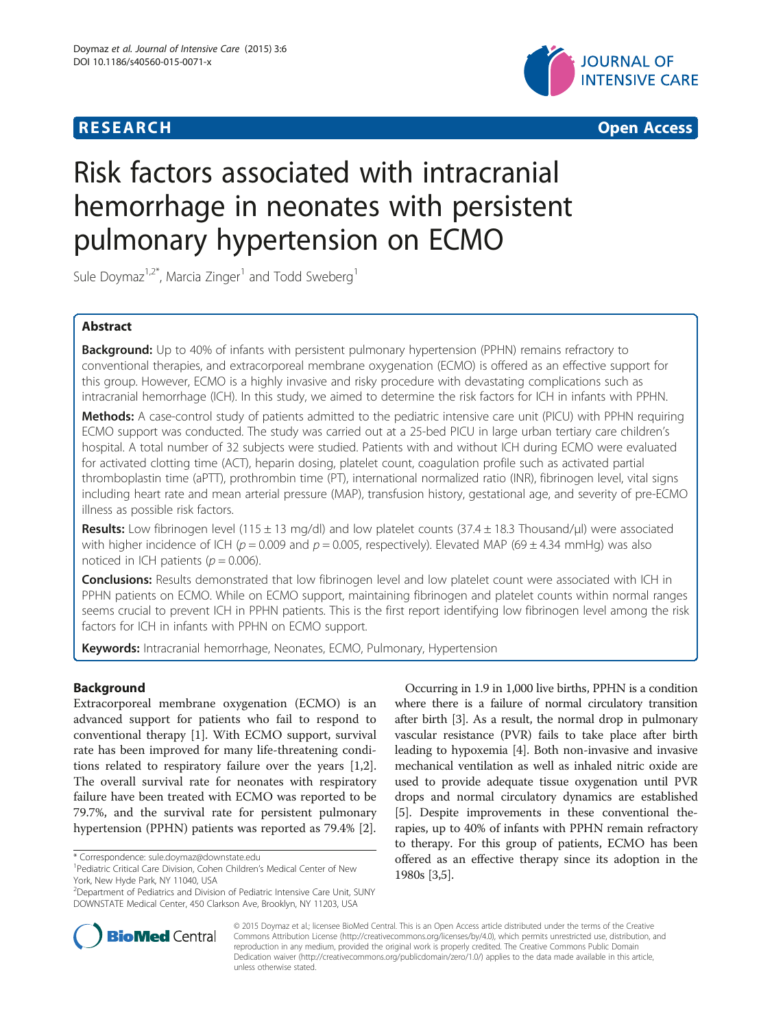RESEARCH Open Access

# Risk factors associated with intracranial hemorrhage in neonates with persistent pulmonary hypertension on ECMO

Sule Doymaz[1,2*], Marcia Zinger[1] and Todd Sweberg[1]

## Abstract

**Background:** Up to 40% of infants with persistent pulmonary hypertension (PPHN) remains refractory to conventional therapies, and extracorporeal membrane oxygenation (ECMO) is offered as an effective support for this group. However, ECMO is a highly invasive and risky procedure with devastating complications such as intracranial hemorrhage (ICH). In this study, we aimed to determine the risk factors for ICH in infants with PPHN.

**Methods:** A case-control study of patients admitted to the pediatric intensive care unit (PICU) with PPHN requiring ECMO support was conducted. The study was carried out at a 25-bed PICU in large urban tertiary care children's hospital. A total number of 32 subjects were studied. Patients with and without ICH during ECMO were evaluated for activated clotting time (ACT), heparin dosing, platelet count, coagulation profile such as activated partial thromboplastin time (aPTT), prothrombin time (PT), international normalized ratio (INR), fibrinogen level, vital signs including heart rate and mean arterial pressure (MAP), transfusion history, gestational age, and severity of pre-ECMO illness as possible risk factors.

**Results:** Low fibrinogen level (115 ± 13 mg/dl) and low platelet counts (37.4 ± 18.3 Thousand/μl) were associated with higher incidence of ICH ($p = 0.009$ and $p = 0.005$, respectively). Elevated MAP (69 ± 4.34 mmHg) was also noticed in ICH patients ($p = 0.006$).

**Conclusions:** Results demonstrated that low fibrinogen level and low platelet count were associated with ICH in PPHN patients on ECMO. While on ECMO support, maintaining fibrinogen and platelet counts within normal ranges seems crucial to prevent ICH in PPHN patients. This is the first report identifying low fibrinogen level among the risk factors for ICH in infants with PPHN on ECMO support.

**Keywords:** Intracranial hemorrhage, Neonates, ECMO, Pulmonary, Hypertension

## Background

Extracorporeal membrane oxygenation (ECMO) is an advanced support for patients who fail to respond to conventional therapy [1]. With ECMO support, survival rate has been improved for many life-threatening conditions related to respiratory failure over the years [1,2]. The overall survival rate for neonates with respiratory failure have been treated with ECMO was reported to be 79.7%, and the survival rate for persistent pulmonary hypertension (PPHN) patients was reported as 79.4% [2].

Occurring in 1.9 in 1,000 live births, PPHN is a condition where there is a failure of normal circulatory transition after birth [3]. As a result, the normal drop in pulmonary vascular resistance (PVR) fails to take place after birth leading to hypoxemia [4]. Both non-invasive and invasive mechanical ventilation as well as inhaled nitric oxide are used to provide adequate tissue oxygenation until PVR drops and normal circulatory dynamics are established [5]. Despite improvements in these conventional therapies, up to 40% of infants with PPHN remain refractory to therapy. For this group of patients, ECMO has been offered as an effective therapy since its adoption in the 1980s [3,5].

\* Correspondence: sule.doymaz@downstate.edu
[1]Pediatric Critical Care Division, Cohen Children's Medical Center of New York, New Hyde Park, NY 11040, USA
[2]Department of Pediatrics and Division of Pediatric Intensive Care Unit, SUNY DOWNSTATE Medical Center, 450 Clarkson Ave, Brooklyn, NY 11203, USA

© 2015 Doymaz et al.; licensee BioMed Central. This is an Open Access article distributed under the terms of the Creative Commons Attribution License (http://creativecommons.org/licenses/by/4.0), which permits unrestricted use, distribution, and reproduction in any medium, provided the original work is properly credited. The Creative Commons Public Domain Dedication waiver (http://creativecommons.org/publicdomain/zero/1.0/) applies to the data made available in this article, unless otherwise stated.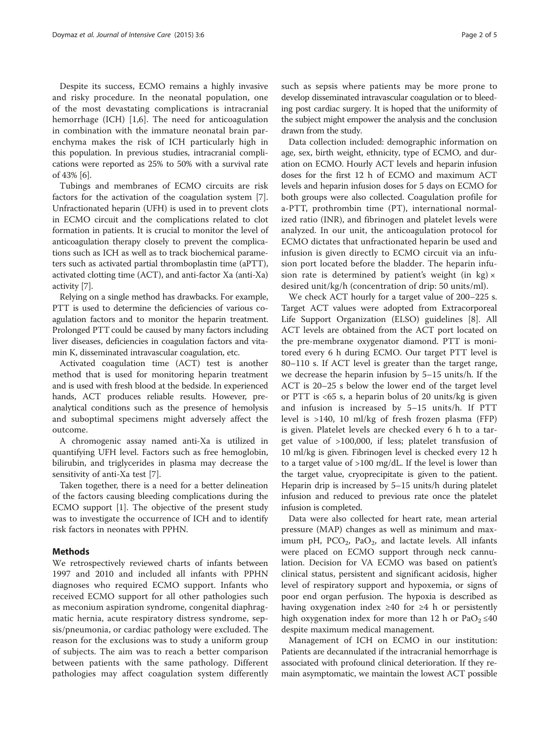Despite its success, ECMO remains a highly invasive and risky procedure. In the neonatal population, one of the most devastating complications is intracranial hemorrhage (ICH) [1,6]. The need for anticoagulation in combination with the immature neonatal brain parenchyma makes the risk of ICH particularly high in this population. In previous studies, intracranial complications were reported as 25% to 50% with a survival rate of 43% [6].

Tubings and membranes of ECMO circuits are risk factors for the activation of the coagulation system [7]. Unfractionated heparin (UFH) is used in to prevent clots in ECMO circuit and the complications related to clot formation in patients. It is crucial to monitor the level of anticoagulation therapy closely to prevent the complications such as ICH as well as to track biochemical parameters such as activated partial thromboplastin time (aPTT), activated clotting time (ACT), and anti-factor Xa (anti-Xa) activity [7].

Relying on a single method has drawbacks. For example, PTT is used to determine the deficiencies of various coagulation factors and to monitor the heparin treatment. Prolonged PTT could be caused by many factors including liver diseases, deficiencies in coagulation factors and vitamin K, disseminated intravascular coagulation, etc.

Activated coagulation time (ACT) test is another method that is used for monitoring heparin treatment and is used with fresh blood at the bedside. In experienced hands, ACT produces reliable results. However, preanalytical conditions such as the presence of hemolysis and suboptimal specimens might adversely affect the outcome.

A chromogenic assay named anti-Xa is utilized in quantifying UFH level. Factors such as free hemoglobin, bilirubin, and triglycerides in plasma may decrease the sensitivity of anti-Xa test [7].

Taken together, there is a need for a better delineation of the factors causing bleeding complications during the ECMO support [1]. The objective of the present study was to investigate the occurrence of ICH and to identify risk factors in neonates with PPHN.

## Methods

We retrospectively reviewed charts of infants between 1997 and 2010 and included all infants with PPHN diagnoses who required ECMO support. Infants who received ECMO support for all other pathologies such as meconium aspiration syndrome, congenital diaphragmatic hernia, acute respiratory distress syndrome, sepsis/pneumonia, or cardiac pathology were excluded. The reason for the exclusions was to study a uniform group of subjects. The aim was to reach a better comparison between patients with the same pathology. Different pathologies may affect coagulation system differently such as sepsis where patients may be more prone to develop disseminated intravascular coagulation or to bleeding post cardiac surgery. It is hoped that the uniformity of the subject might empower the analysis and the conclusion drawn from the study.

Data collection included: demographic information on age, sex, birth weight, ethnicity, type of ECMO, and duration on ECMO. Hourly ACT levels and heparin infusion doses for the first 12 h of ECMO and maximum ACT levels and heparin infusion doses for 5 days on ECMO for both groups were also collected. Coagulation profile for a-PTT, prothrombin time (PT), international normalized ratio (INR), and fibrinogen and platelet levels were analyzed. In our unit, the anticoagulation protocol for ECMO dictates that unfractionated heparin be used and infusion is given directly to ECMO circuit via an infusion port located before the bladder. The heparin infusion rate is determined by patient's weight (in kg) × desired unit/kg/h (concentration of drip: 50 units/ml).

We check ACT hourly for a target value of 200–225 s. Target ACT values were adopted from Extracorporeal Life Support Organization (ELSO) guidelines [8]. All ACT levels are obtained from the ACT port located on the pre-membrane oxygenator diamond. PTT is monitored every 6 h during ECMO. Our target PTT level is 80–110 s. If ACT level is greater than the target range, we decrease the heparin infusion by 5–15 units/h. If the ACT is 20–25 s below the lower end of the target level or PTT is <65 s, a heparin bolus of 20 units/kg is given and infusion is increased by 5–15 units/h. If PTT level is >140, 10 ml/kg of fresh frozen plasma (FFP) is given. Platelet levels are checked every 6 h to a target value of >100,000, if less; platelet transfusion of 10 ml/kg is given. Fibrinogen level is checked every 12 h to a target value of >100 mg/dL. If the level is lower than the target value, cryoprecipitate is given to the patient. Heparin drip is increased by 5–15 units/h during platelet infusion and reduced to previous rate once the platelet infusion is completed.

Data were also collected for heart rate, mean arterial pressure (MAP) changes as well as minimum and maximum pH, $PCO_2$, $PaO_2$, and lactate levels. All infants were placed on ECMO support through neck cannulation. Decision for VA ECMO was based on patient's clinical status, persistent and significant acidosis, higher level of respiratory support and hypoxemia, or signs of poor end organ perfusion. The hypoxia is described as having oxygenation index ≥40 for ≥4 h or persistently high oxygenation index for more than 12 h or $PaO_2$ ≤40 despite maximum medical management.

Management of ICH on ECMO in our institution: Patients are decannulated if the intracranial hemorrhage is associated with profound clinical deterioration. If they remain asymptomatic, we maintain the lowest ACT possible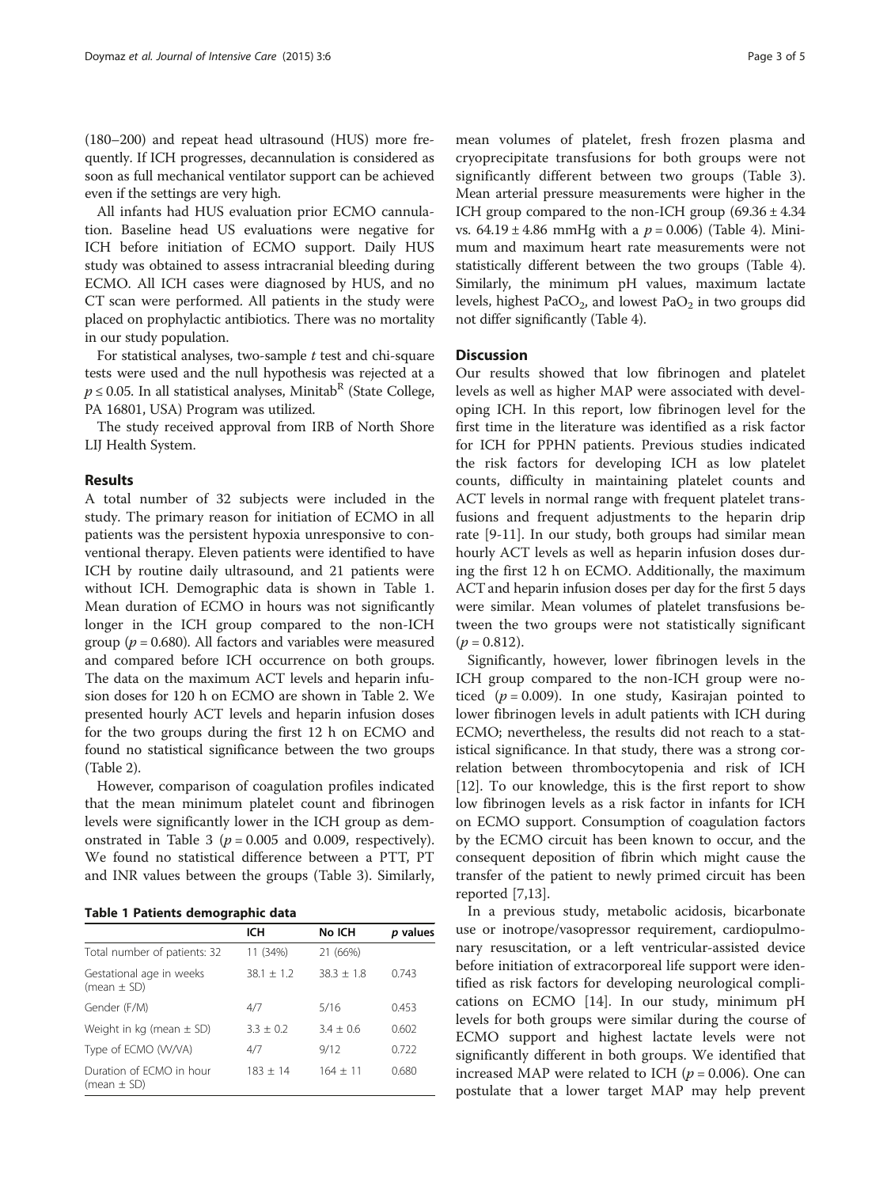(180–200) and repeat head ultrasound (HUS) more frequently. If ICH progresses, decannulation is considered as soon as full mechanical ventilator support can be achieved even if the settings are very high.

All infants had HUS evaluation prior ECMO cannulation. Baseline head US evaluations were negative for ICH before initiation of ECMO support. Daily HUS study was obtained to assess intracranial bleeding during ECMO. All ICH cases were diagnosed by HUS, and no CT scan were performed. All patients in the study were placed on prophylactic antibiotics. There was no mortality in our study population.

For statistical analyses, two-sample *t* test and chi-square tests were used and the null hypothesis was rejected at a $p \leq 0.05$. In all statistical analyses, Minitab[R] (State College, PA 16801, USA) Program was utilized.

The study received approval from IRB of North Shore LIJ Health System.

## Results

A total number of 32 subjects were included in the study. The primary reason for initiation of ECMO in all patients was the persistent hypoxia unresponsive to conventional therapy. Eleven patients were identified to have ICH by routine daily ultrasound, and 21 patients were without ICH. Demographic data is shown in Table 1. Mean duration of ECMO in hours was not significantly longer in the ICH group compared to the non-ICH group ($p = 0.680$). All factors and variables were measured and compared before ICH occurrence on both groups. The data on the maximum ACT levels and heparin infusion doses for 120 h on ECMO are shown in Table 2. We presented hourly ACT levels and heparin infusion doses for the two groups during the first 12 h on ECMO and found no statistical significance between the two groups (Table 2).

However, comparison of coagulation profiles indicated that the mean minimum platelet count and fibrinogen levels were significantly lower in the ICH group as demonstrated in Table 3 ($p = 0.005$ and 0.009, respectively). We found no statistical difference between a PTT, PT and INR values between the groups (Table 3). Similarly,

**Table 1 Patients demographic data**

| | ICH | No ICH | *p* values |
|---|---|---|---|
| Total number of patients: 32 | 11 (34%) | 21 (66%) | |
| Gestational age in weeks (mean ± SD) | 38.1 ± 1.2 | 38.3 ± 1.8 | 0.743 |
| Gender (F/M) | 4/7 | 5/16 | 0.453 |
| Weight in kg (mean ± SD) | 3.3 ± 0.2 | 3.4 ± 0.6 | 0.602 |
| Type of ECMO (VV/VA) | 4/7 | 9/12 | 0.722 |
| Duration of ECMO in hour (mean ± SD) | 183 ± 14 | 164 ± 11 | 0.680 |

mean volumes of platelet, fresh frozen plasma and cryoprecipitate transfusions for both groups were not significantly different between two groups (Table 3). Mean arterial pressure measurements were higher in the ICH group compared to the non-ICH group (69.36 ± 4.34 vs. 64.19 ± 4.86 mmHg with a $p = 0.006$) (Table 4). Minimum and maximum heart rate measurements were not statistically different between the two groups (Table 4). Similarly, the minimum pH values, maximum lactate levels, highest $PaCO_2$, and lowest $PaO_2$ in two groups did not differ significantly (Table 4).

## Discussion

Our results showed that low fibrinogen and platelet levels as well as higher MAP were associated with developing ICH. In this report, low fibrinogen level for the first time in the literature was identified as a risk factor for ICH for PPHN patients. Previous studies indicated the risk factors for developing ICH as low platelet counts, difficulty in maintaining platelet counts and ACT levels in normal range with frequent platelet transfusions and frequent adjustments to the heparin drip rate [9-11]. In our study, both groups had similar mean hourly ACT levels as well as heparin infusion doses during the first 12 h on ECMO. Additionally, the maximum ACT and heparin infusion doses per day for the first 5 days were similar. Mean volumes of platelet transfusions between the two groups were not statistically significant ($p = 0.812$).

Significantly, however, lower fibrinogen levels in the ICH group compared to the non-ICH group were noticed ($p = 0.009$). In one study, Kasirajan pointed to lower fibrinogen levels in adult patients with ICH during ECMO; nevertheless, the results did not reach to a statistical significance. In that study, there was a strong correlation between thrombocytopenia and risk of ICH [12]. To our knowledge, this is the first report to show low fibrinogen levels as a risk factor in infants for ICH on ECMO support. Consumption of coagulation factors by the ECMO circuit has been known to occur, and the consequent deposition of fibrin which might cause the transfer of the patient to newly primed circuit has been reported [7,13].

In a previous study, metabolic acidosis, bicarbonate use or inotrope/vasopressor requirement, cardiopulmonary resuscitation, or a left ventricular-assisted device before initiation of extracorporeal life support were identified as risk factors for developing neurological complications on ECMO [14]. In our study, minimum pH levels for both groups were similar during the course of ECMO support and highest lactate levels were not significantly different in both groups. We identified that increased MAP were related to ICH ($p = 0.006$). One can postulate that a lower target MAP may help prevent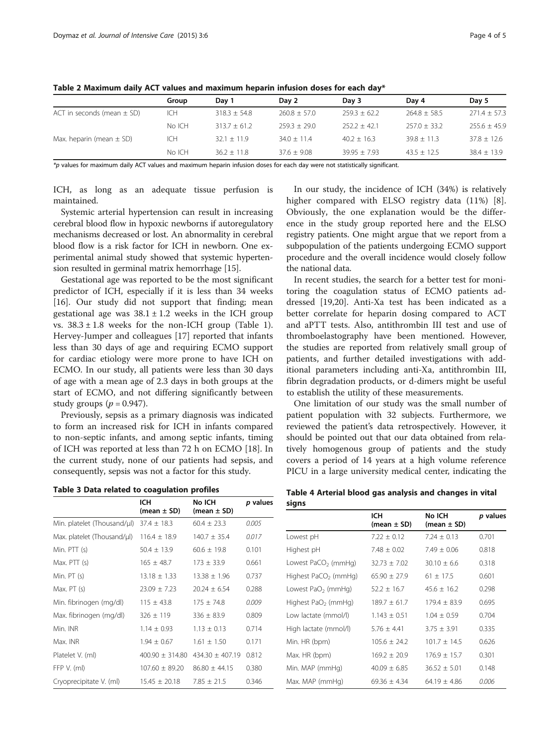**Table 2 Maximum daily ACT values and maximum heparin infusion doses for each day***

| | Group | Day 1 | Day 2 | Day 3 | Day 4 | Day 5 |
|---|---|---|---|---|---|---|
| ACT in seconds (mean ± SD) | ICH | 318.3 ± 54.8 | 260.8 ± 57.0 | 259.3 ± 62.2 | 264.8 ± 58.5 | 271.4 ± 57.3 |
| | No ICH | 313.7 ± 61.2 | 259.3 ± 29.0 | 252.2 ± 42.1 | 257.0 ± 33.2 | 255.6 ± 45.9 |
| Max. heparin (mean ± SD) | ICH | 32.1 ± 11.9 | 34.0 ± 11.4 | 40.2 ± 16.3 | 39.8 ± 11.3 | 37.8 ± 12.6 |
| | No ICH | 36.2 ± 11.8 | 37.6 ± 9.08 | 39.95 ± 7.93 | 43.5 ± 12.5 | 38.4 ± 13.9 |

**p* values for maximum daily ACT values and maximum heparin infusion doses for each day were not statistically significant.

ICH, as long as an adequate tissue perfusion is maintained.

Systemic arterial hypertension can result in increasing cerebral blood flow in hypoxic newborns if autoregulatory mechanisms decreased or lost. An abnormality in cerebral blood flow is a risk factor for ICH in newborn. One experimental animal study showed that systemic hypertension resulted in germinal matrix hemorrhage [15].

Gestational age was reported to be the most significant predictor of ICH, especially if it is less than 34 weeks [16]. Our study did not support that finding; mean gestational age was 38.1 ± 1.2 weeks in the ICH group vs. 38.3 ± 1.8 weeks for the non-ICH group (Table 1). Hervey-Jumper and colleagues [17] reported that infants less than 30 days of age and requiring ECMO support for cardiac etiology were more prone to have ICH on ECMO. In our study, all patients were less than 30 days of age with a mean age of 2.3 days in both groups at the start of ECMO, and not differing significantly between study groups ($p = 0.947$).

Previously, sepsis as a primary diagnosis was indicated to form an increased risk for ICH in infants compared to non-septic infants, and among septic infants, timing of ICH was reported at less than 72 h on ECMO [18]. In the current study, none of our patients had sepsis, and consequently, sepsis was not a factor for this study.

**Table 3 Data related to coagulation profiles**

| | ICH (mean ± SD) | No ICH (mean ± SD) | *p* values |
|---|---|---|---|
| Min. platelet (Thousand/μl) | 37.4 ± 18.3 | 60.4 ± 23.3 | *0.005* |
| Max. platelet (Thousand/μl) | 116.4 ± 18.9 | 140.7 ± 35.4 | *0.017* |
| Min. PTT (s) | 50.4 ± 13.9 | 60.6 ± 19.8 | 0.101 |
| Max. PTT (s) | 165 ± 48.7 | 173 ± 33.9 | 0.661 |
| Min. PT (s) | 13.18 ± 1.33 | 13.38 ± 1.96 | 0.737 |
| Max. PT (s) | 23.09 ± 7.23 | 20.24 ± 6.54 | 0.288 |
| Min. fibrinogen (mg/dl) | 115 ± 43.8 | 175 ± 74.8 | *0.009* |
| Max. fibrinogen (mg/dl) | 326 ± 119 | 336 ± 83.9 | 0.809 |
| Min. INR | 1.14 ± 0.93 | 1.13 ± 0.13 | 0.714 |
| Max. INR | 1.94 ± 0.67 | 1.61 ± 1.50 | 0.171 |
| Platelet V. (ml) | 400.90 ± 314.80 | 434.30 ± 407.19 | 0.812 |
| FFP V. (ml) | 107.60 ± 89.20 | 86.80 ± 44.15 | 0.380 |
| Cryoprecipitate V. (ml) | 15.45 ± 20.18 | 7.85 ± 21.5 | 0.346 |

In our study, the incidence of ICH (34%) is relatively higher compared with ELSO registry data (11%) [8]. Obviously, the one explanation would be the difference in the study group reported here and the ELSO registry patients. One might argue that we report from a subpopulation of the patients undergoing ECMO support procedure and the overall incidence would closely follow the national data.

In recent studies, the search for a better test for monitoring the coagulation status of ECMO patients addressed [19,20]. Anti-Xa test has been indicated as a better correlate for heparin dosing compared to ACT and aPTT tests. Also, antithrombin III test and use of thromboelastography have been mentioned. However, the studies are reported from relatively small group of patients, and further detailed investigations with additional parameters including anti-Xa, antithrombin III, fibrin degradation products, or d-dimers might be useful to establish the utility of these measurements.

One limitation of our study was the small number of patient population with 32 subjects. Furthermore, we reviewed the patient's data retrospectively. However, it should be pointed out that our data obtained from relatively homogenous group of patients and the study covers a period of 14 years at a high volume reference PICU in a large university medical center, indicating the

**Table 4 Arterial blood gas analysis and changes in vital signs**

| | ICH (mean ± SD) | No ICH (mean ± SD) | *p* values |
|---|---|---|---|
| Lowest pH | 7.22 ± 0.12 | 7.24 ± 0.13 | 0.701 |
| Highest pH | 7.48 ± 0.02 | 7.49 ± 0.06 | 0.818 |
| Lowest $PaCO_2$ (mmHg) | 32.73 ± 7.02 | 30.10 ± 6.6 | 0.318 |
| Highest $PaCO_2$ (mmHg) | 65.90 ± 27.9 | 61 ± 17.5 | 0.601 |
| Lowest $PaO_2$ (mmHg) | 52.2 ± 16.7 | 45.6 ± 16.2 | 0.298 |
| Highest $PaO_2$ (mmHg) | 189.7 ± 61.7 | 179.4 ± 83.9 | 0.695 |
| Low lactate (mmol/l) | 1.143 ± 0.51 | 1.04 ± 0.59 | 0.704 |
| High lactate (mmol/l) | 5.76 ± 4.41 | 3.75 ± 3.91 | 0.335 |
| Min. HR (bpm) | 105.6 ± 24.2 | 101.7 ± 14.5 | 0.626 |
| Max. HR (bpm) | 169.2 ± 20.9 | 176.9 ± 15.7 | 0.301 |
| Min. MAP (mmHg) | 40.09 ± 6.85 | 36.52 ± 5.01 | 0.148 |
| Max. MAP (mmHg) | 69.36 ± 4.34 | 64.19 ± 4.86 | *0.006* |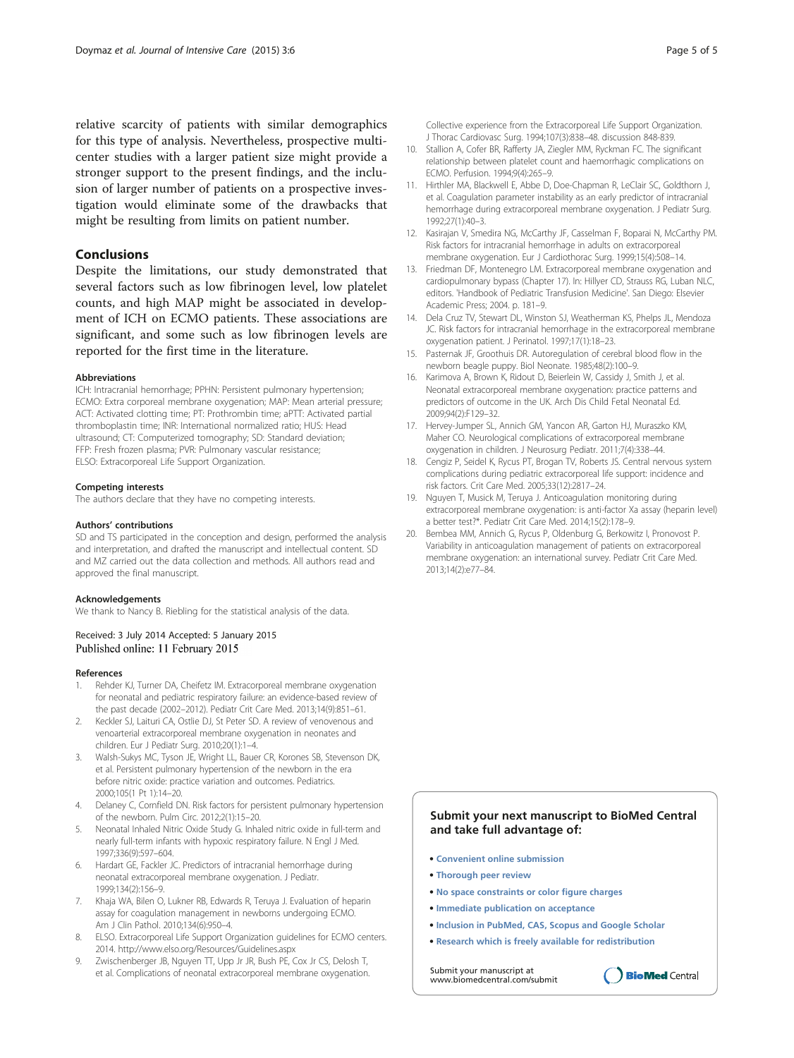relative scarcity of patients with similar demographics for this type of analysis. Nevertheless, prospective multicenter studies with a larger patient size might provide a stronger support to the present findings, and the inclusion of larger number of patients on a prospective investigation would eliminate some of the drawbacks that might be resulting from limits on patient number.

## Conclusions

Despite the limitations, our study demonstrated that several factors such as low fibrinogen level, low platelet counts, and high MAP might be associated in development of ICH on ECMO patients. These associations are significant, and some such as low fibrinogen levels are reported for the first time in the literature.

#### Abbreviations

ICH: Intracranial hemorrhage; PPHN: Persistent pulmonary hypertension; ECMO: Extra corporeal membrane oxygenation; MAP: Mean arterial pressure; ACT: Activated clotting time; PT: Prothrombin time; aPTT: Activated partial thromboplastin time; INR: International normalized ratio; HUS: Head ultrasound; CT: Computerized tomography; SD: Standard deviation; FFP: Fresh frozen plasma; PVR: Pulmonary vascular resistance; ELSO: Extracorporeal Life Support Organization.

#### Competing interests

The authors declare that they have no competing interests.

#### Authors' contributions

SD and TS participated in the conception and design, performed the analysis and interpretation, and drafted the manuscript and intellectual content. SD and MZ carried out the data collection and methods. All authors read and approved the final manuscript.

#### Acknowledgements

We thank to Nancy B. Riebling for the statistical analysis of the data.

Received: 3 July 2014 Accepted: 5 January 2015
Published online: 11 February 2015

#### References

1. Rehder KJ, Turner DA, Cheifetz IM. Extracorporeal membrane oxygenation for neonatal and pediatric respiratory failure: an evidence-based review of the past decade (2002–2012). Pediatr Crit Care Med. 2013;14(9):851–61.
2. Keckler SJ, Laituri CA, Ostlie DJ, St Peter SD. A review of venovenous and venoarterial extracorporeal membrane oxygenation in neonates and children. Eur J Pediatr Surg. 2010;20(1):1–4.
3. Walsh-Sukys MC, Tyson JE, Wright LL, Bauer CR, Korones SB, Stevenson DK, et al. Persistent pulmonary hypertension of the newborn in the era before nitric oxide: practice variation and outcomes. Pediatrics. 2000;105(1 Pt 1):14–20.
4. Delaney C, Cornfield DN. Risk factors for persistent pulmonary hypertension of the newborn. Pulm Circ. 2012;2(1):15–20.
5. Neonatal Inhaled Nitric Oxide Study G. Inhaled nitric oxide in full-term and nearly full-term infants with hypoxic respiratory failure. N Engl J Med. 1997;336(9):597–604.
6. Hardart GE, Fackler JC. Predictors of intracranial hemorrhage during neonatal extracorporeal membrane oxygenation. J Pediatr. 1999;134(2):156–9.
7. Khaja WA, Bilen O, Lukner RB, Edwards R, Teruya J. Evaluation of heparin assay for coagulation management in newborns undergoing ECMO. Am J Clin Pathol. 2010;134(6):950–4.
8. ELSO. Extracorporeal Life Support Organization guidelines for ECMO centers. 2014. http://www.elso.org/Resources/Guidelines.aspx
9. Zwischenberger JB, Nguyen TT, Upp Jr JR, Bush PE, Cox Jr CS, Delosh T, et al. Complications of neonatal extracorporeal membrane oxygenation. Collective experience from the Extracorporeal Life Support Organization. J Thorac Cardiovasc Surg. 1994;107(3):838–48. discussion 848-839.
10. Stallion A, Cofer BR, Rafferty JA, Ziegler MM, Ryckman FC. The significant relationship between platelet count and haemorrhagic complications on ECMO. Perfusion. 1994;9(4):265–9.
11. Hirthler MA, Blackwell E, Abbe D, Doe-Chapman R, LeClair SC, Goldthorn J, et al. Coagulation parameter instability as an early predictor of intracranial hemorrhage during extracorporeal membrane oxygenation. J Pediatr Surg. 1992;27(1):40–3.
12. Kasirajan V, Smedira NG, McCarthy JF, Casselman F, Boparai N, McCarthy PM. Risk factors for intracranial hemorrhage in adults on extracorporeal membrane oxygenation. Eur J Cardiothorac Surg. 1999;15(4):508–14.
13. Friedman DF, Montenegro LM. Extracorporeal membrane oxygenation and cardiopulmonary bypass (Chapter 17). In: Hillyer CD, Strauss RG, Luban NLC, editors. 'Handbook of Pediatric Transfusion Medicine'. San Diego: Elsevier Academic Press; 2004. p. 181–9.
14. Dela Cruz TV, Stewart DL, Winston SJ, Weatherman KS, Phelps JL, Mendoza JC. Risk factors for intracranial hemorrhage in the extracorporeal membrane oxygenation patient. J Perinatol. 1997;17(1):18–23.
15. Pasternak JF, Groothuis DR. Autoregulation of cerebral blood flow in the newborn beagle puppy. Biol Neonate. 1985;48(2):100–9.
16. Karimova A, Brown K, Ridout D, Beierlein W, Cassidy J, Smith J, et al. Neonatal extracorporeal membrane oxygenation: practice patterns and predictors of outcome in the UK. Arch Dis Child Fetal Neonatal Ed. 2009;94(2):F129–32.
17. Hervey-Jumper SL, Annich GM, Yancon AR, Garton HJ, Muraszko KM, Maher CO. Neurological complications of extracorporeal membrane oxygenation in children. J Neurosurg Pediatr. 2011;7(4):338–44.
18. Cengiz P, Seidel K, Rycus PT, Brogan TV, Roberts JS. Central nervous system complications during pediatric extracorporeal life support: incidence and risk factors. Crit Care Med. 2005;33(12):2817–24.
19. Nguyen T, Musick M, Teruya J. Anticoagulation monitoring during extracorporeal membrane oxygenation: is anti-factor Xa assay (heparin level) a better test?*. Pediatr Crit Care Med. 2014;15(2):178–9.
20. Bembea MM, Annich G, Rycus P, Oldenburg G, Berkowitz I, Pronovost P. Variability in anticoagulation management of patients on extracorporeal membrane oxygenation: an international survey. Pediatr Crit Care Med. 2013;14(2):e77–84.

**Submit your next manuscript to BioMed Central and take full advantage of:**

- Convenient online submission
- Thorough peer review
- No space constraints or color figure charges
- Immediate publication on acceptance
- Inclusion in PubMed, CAS, Scopus and Google Scholar
- Research which is freely available for redistribution

Submit your manuscript at www.biomedcentral.com/submit

BioMed Central